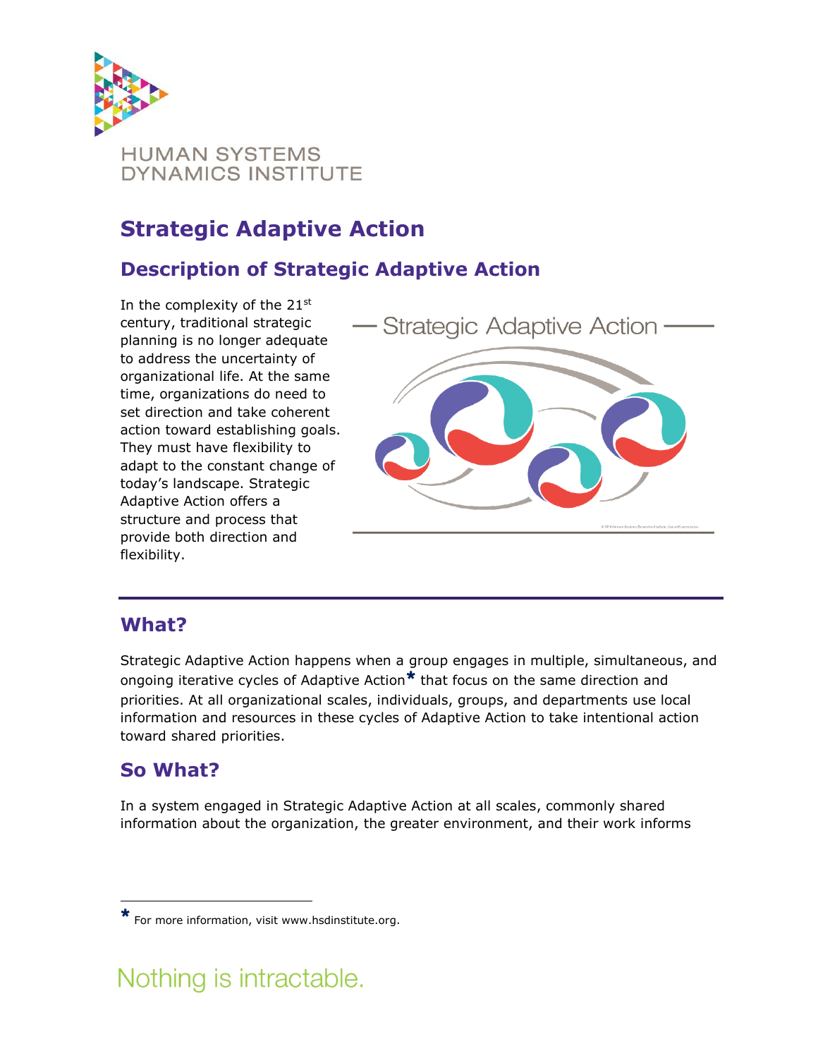HUMAN SYSTEMS DYNAMICS INSTITUTE

# Strategic Adaptive Action

## Description of Strategic Adaptive Action

In the complexity of the 21st century, traditional strategic planning is no longer adequate to address the uncertainty of organizational life. At the same time, organizations do need to set direction and take coherent action toward establishing goals. They must have flexibility to adapt to the constant change of today's landscape. Strategic Adaptive Action offers a structure and process that provide both direction and flexibility.

## What?

Strategic Adaptive Action happens when a group engages in multiple, simultaneous, and ongoing iterative cycles of Adaptive Action* that focus on the same direction and priorities. At all organizational scales, individuals, groups, and departments use local information and resources in these cycles of Adaptive Action to take intentional action toward shared priorities.

## So What?

In a system engaged in Strategic Adaptive Action at all scales, commonly shared information about the organization, the greater environment, and their work informs

---

* For more information, visit www.hsdinstitute.org.

Nothing is intractable.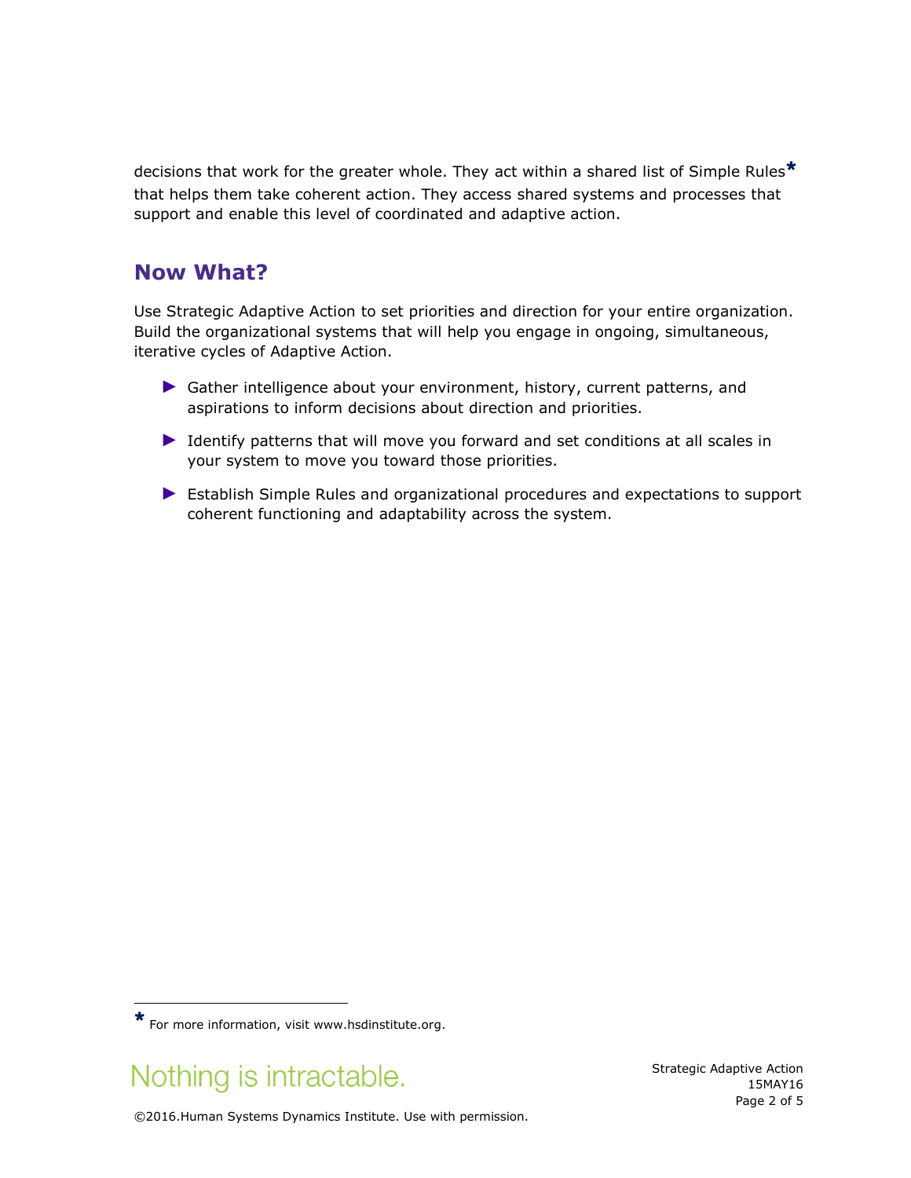decisions that work for the greater whole. They act within a shared list of Simple Rules* that helps them take coherent action. They access shared systems and processes that support and enable this level of coordinated and adaptive action.

## Now What?

Use Strategic Adaptive Action to set priorities and direction for your entire organization. Build the organizational systems that will help you engage in ongoing, simultaneous, iterative cycles of Adaptive Action.

- Gather intelligence about your environment, history, current patterns, and aspirations to inform decisions about direction and priorities.
- Identify patterns that will move you forward and set conditions at all scales in your system to move you toward those priorities.
- Establish Simple Rules and organizational procedures and expectations to support coherent functioning and adaptability across the system.

* For more information, visit www.hsdinstitute.org.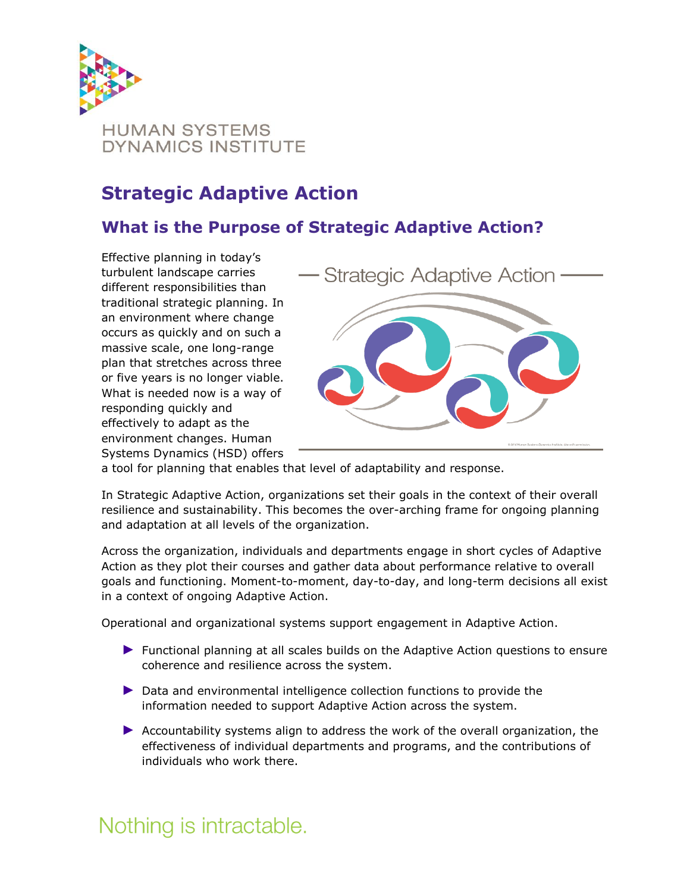HUMAN SYSTEMS DYNAMICS INSTITUTE

# Strategic Adaptive Action

## What is the Purpose of Strategic Adaptive Action?

Effective planning in today's turbulent landscape carries different responsibilities than traditional strategic planning. In an environment where change occurs as quickly and on such a massive scale, one long-range plan that stretches across three or five years is no longer viable. What is needed now is a way of responding quickly and effectively to adapt as the environment changes. Human Systems Dynamics (HSD) offers a tool for planning that enables that level of adaptability and response.

In Strategic Adaptive Action, organizations set their goals in the context of their overall resilience and sustainability. This becomes the over-arching frame for ongoing planning and adaptation at all levels of the organization.

Across the organization, individuals and departments engage in short cycles of Adaptive Action as they plot their courses and gather data about performance relative to overall goals and functioning. Moment-to-moment, day-to-day, and long-term decisions all exist in a context of ongoing Adaptive Action.

Operational and organizational systems support engagement in Adaptive Action.

- Functional planning at all scales builds on the Adaptive Action questions to ensure coherence and resilience across the system.
- Data and environmental intelligence collection functions to provide the information needed to support Adaptive Action across the system.
- Accountability systems align to address the work of the overall organization, the effectiveness of individual departments and programs, and the contributions of individuals who work there.

Nothing is intractable.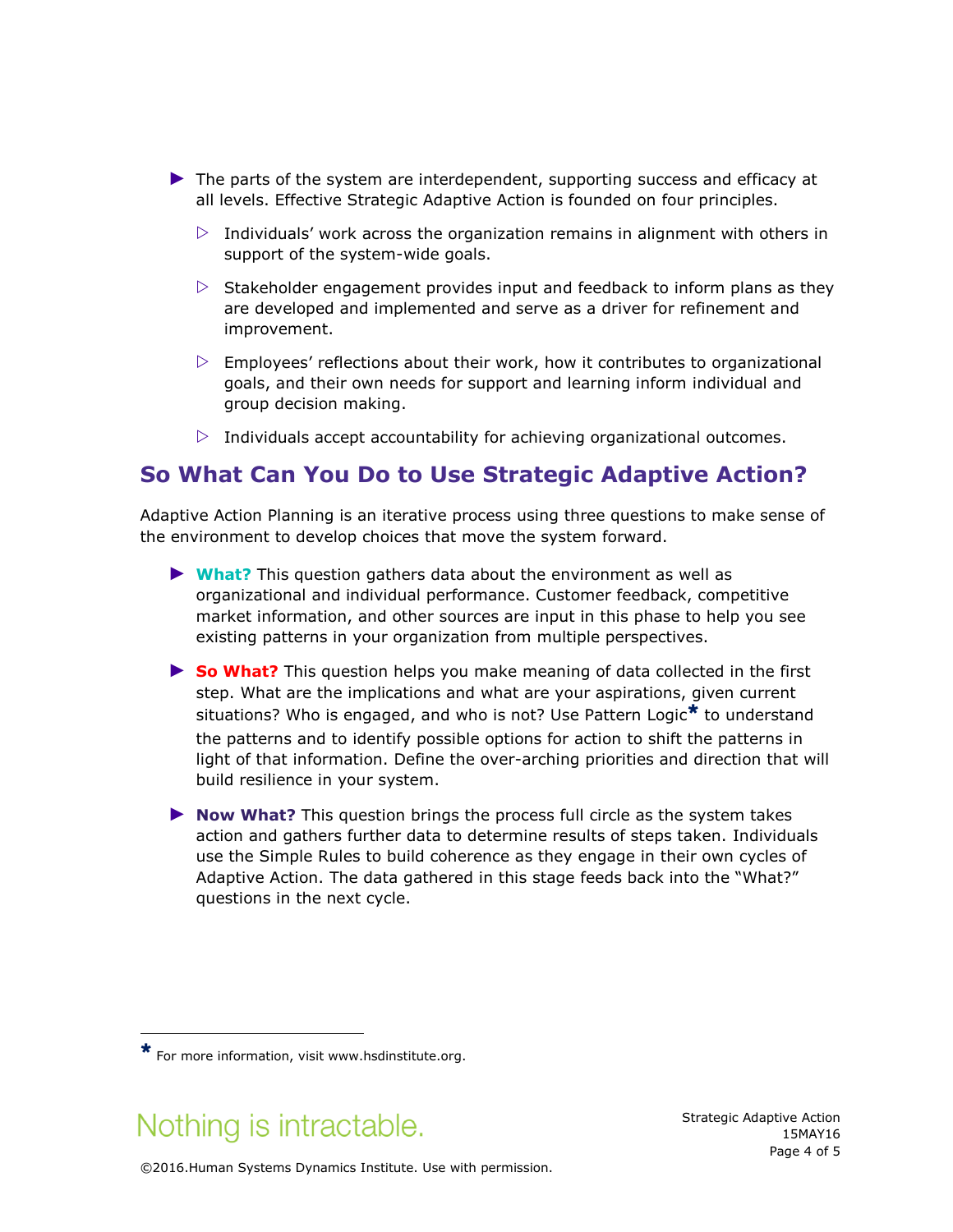- The parts of the system are interdependent, supporting success and efficacy at all levels. Effective Strategic Adaptive Action is founded on four principles.
  - Individuals' work across the organization remains in alignment with others in support of the system-wide goals.
  - Stakeholder engagement provides input and feedback to inform plans as they are developed and implemented and serve as a driver for refinement and improvement.
  - Employees' reflections about their work, how it contributes to organizational goals, and their own needs for support and learning inform individual and group decision making.
  - Individuals accept accountability for achieving organizational outcomes.

## So What Can You Do to Use Strategic Adaptive Action?

Adaptive Action Planning is an iterative process using three questions to make sense of the environment to develop choices that move the system forward.

- **What?** This question gathers data about the environment as well as organizational and individual performance. Customer feedback, competitive market information, and other sources are input in this phase to help you see existing patterns in your organization from multiple perspectives.
- **So What?** This question helps you make meaning of data collected in the first step. What are the implications and what are your aspirations, given current situations? Who is engaged, and who is not? Use Pattern Logic* to understand the patterns and to identify possible options for action to shift the patterns in light of that information. Define the over-arching priorities and direction that will build resilience in your system.
- **Now What?** This question brings the process full circle as the system takes action and gathers further data to determine results of steps taken. Individuals use the Simple Rules to build coherence as they engage in their own cycles of Adaptive Action. The data gathered in this stage feeds back into the "What?" questions in the next cycle.

---

* For more information, visit www.hsdinstitute.org.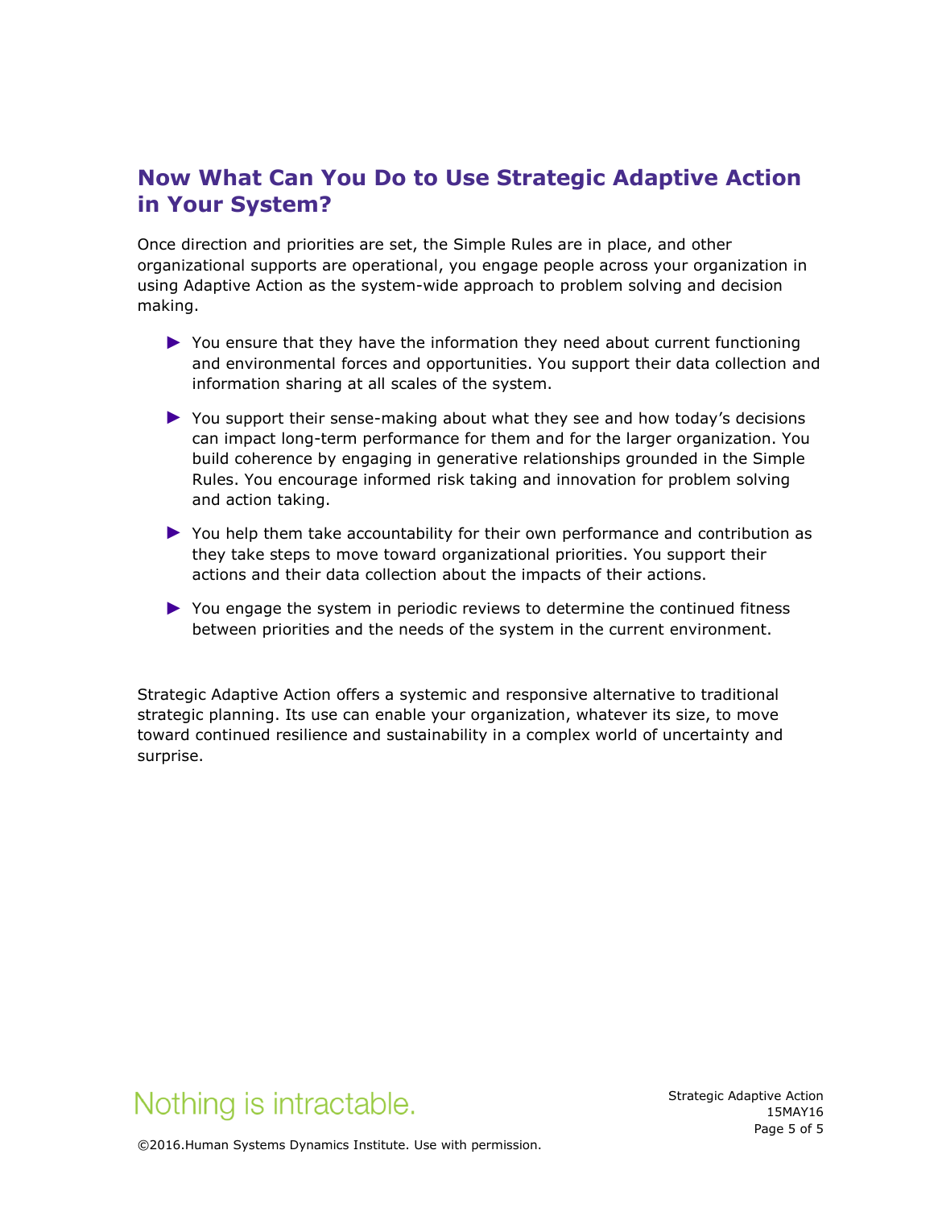## Now What Can You Do to Use Strategic Adaptive Action in Your System?

Once direction and priorities are set, the Simple Rules are in place, and other organizational supports are operational, you engage people across your organization in using Adaptive Action as the system-wide approach to problem solving and decision making.

- You ensure that they have the information they need about current functioning and environmental forces and opportunities. You support their data collection and information sharing at all scales of the system.
- You support their sense-making about what they see and how today's decisions can impact long-term performance for them and for the larger organization. You build coherence by engaging in generative relationships grounded in the Simple Rules. You encourage informed risk taking and innovation for problem solving and action taking.
- You help them take accountability for their own performance and contribution as they take steps to move toward organizational priorities. You support their actions and their data collection about the impacts of their actions.
- You engage the system in periodic reviews to determine the continued fitness between priorities and the needs of the system in the current environment.

Strategic Adaptive Action offers a systemic and responsive alternative to traditional strategic planning. Its use can enable your organization, whatever its size, to move toward continued resilience and sustainability in a complex world of uncertainty and surprise.

Nothing is intractable.

©2016.Human Systems Dynamics Institute. Use with permission.